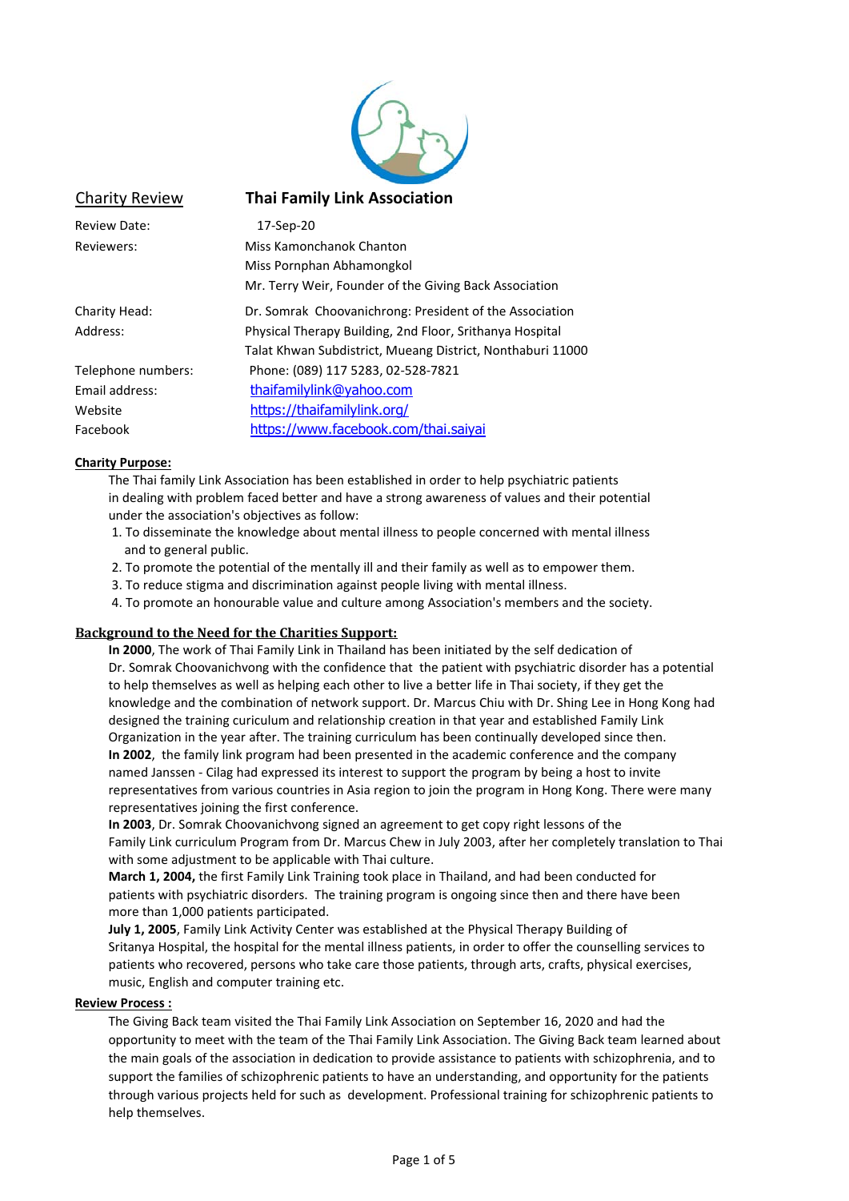## Charity Review — Thai Family Link Association

| | |
|---|---|
| Review Date: | 17-Sep-20 |
| Reviewers: | Miss Kamonchanok Chanton |
| | Miss Pornphan Abhamongkol |
| | Mr. Terry Weir, Founder of the Giving Back Association |
| Charity Head: | Dr. Somrak Choovanichrong: President of the Association |
| Address: | Physical Therapy Building, 2nd Floor, Srithanya Hospital |
| | Talat Khwan Subdistrict, Mueang District, Nonthaburi 11000 |
| Telephone numbers: | Phone: (089) 117 5283, 02-528-7821 |
| Email address: | thaifamilylink@yahoo.com |
| Website | https://thaifamilylink.org/ |
| Facebook | https://www.facebook.com/thai.saiyai |

**Charity Purpose:**

The Thai family Link Association has been established in order to help psychiatric patients in dealing with problem faced better and have a strong awareness of values and their potential under the association's objectives as follow:

1. To disseminate the knowledge about mental illness to people concerned with mental illness and to general public.
2. To promote the potential of the mentally ill and their family as well as to empower them.
3. To reduce stigma and discrimination against people living with mental illness.
4. To promote an honourable value and culture among Association's members and the society.

**Background to the Need for the Charities Support:**

**In 2000**, The work of Thai Family Link in Thailand has been initiated by the self dedication of Dr. Somrak Choovanichvong with the confidence that the patient with psychiatric disorder has a potential to help themselves as well as helping each other to live a better life in Thai society, if they get the knowledge and the combination of network support. Dr. Marcus Chiu with Dr. Shing Lee in Hong Kong had designed the training curiculum and relationship creation in that year and established Family Link Organization in the year after. The training curriculum has been continually developed since then.

**In 2002**, the family link program had been presented in the academic conference and the company named Janssen - Cilag had expressed its interest to support the program by being a host to invite representatives from various countries in Asia region to join the program in Hong Kong. There were many representatives joining the first conference.

**In 2003**, Dr. Somrak Choovanichvong signed an agreement to get copy right lessons of the Family Link curriculum Program from Dr. Marcus Chew in July 2003, after her completely translation to Thai with some adjustment to be applicable with Thai culture.

**March 1, 2004,** the first Family Link Training took place in Thailand, and had been conducted for patients with psychiatric disorders. The training program is ongoing since then and there have been more than 1,000 patients participated.

**July 1, 2005**, Family Link Activity Center was established at the Physical Therapy Building of Sritanya Hospital, the hospital for the mental illness patients, in order to offer the counselling services to patients who recovered, persons who take care those patients, through arts, crafts, physical exercises, music, English and computer training etc.

**Review Process :**

The Giving Back team visited the Thai Family Link Association on September 16, 2020 and had the opportunity to meet with the team of the Thai Family Link Association. The Giving Back team learned about the main goals of the association in dedication to provide assistance to patients with schizophrenia, and to support the families of schizophrenic patients to have an understanding, and opportunity for the patients through various projects held for such as development. Professional training for schizophrenic patients to help themselves.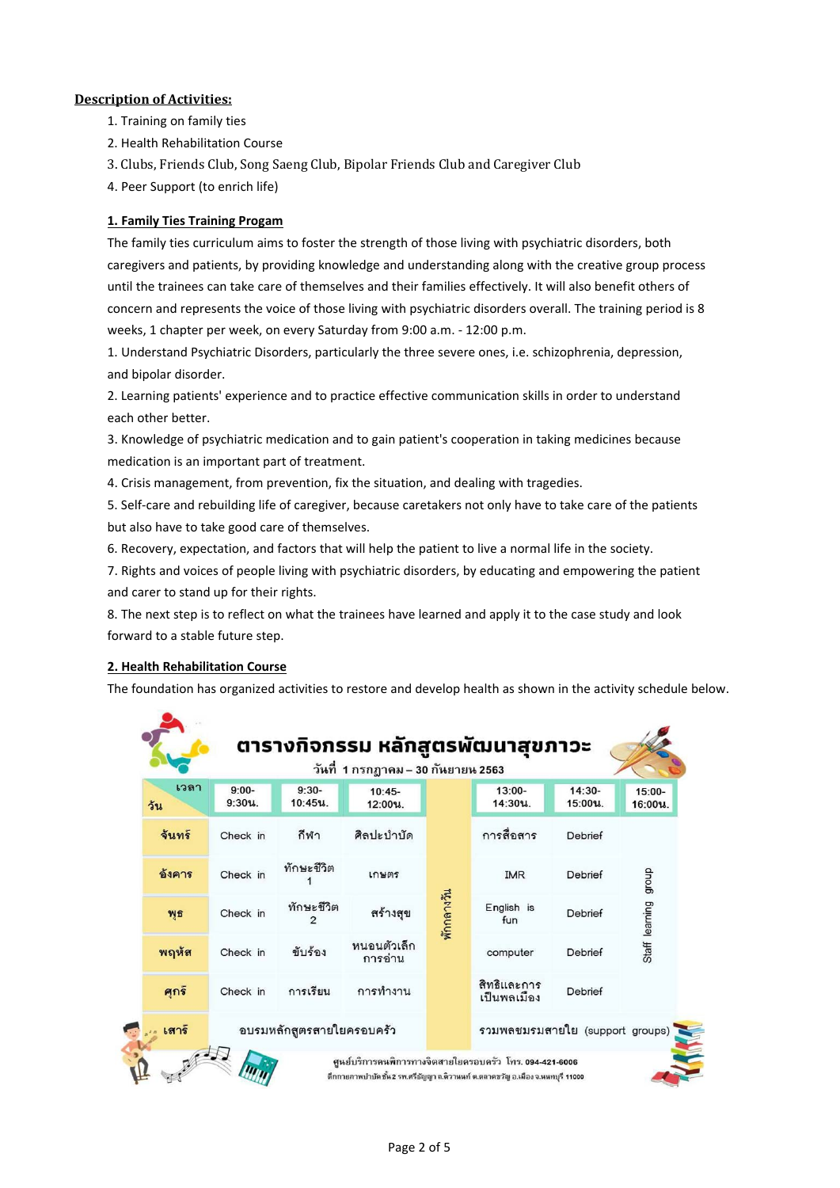**Description of Activities:**

1. Training on family ties
2. Health Rehabilitation Course
3. Clubs, Friends Club, Song Saeng Club, Bipolar Friends Club and Caregiver Club
4. Peer Support (to enrich life)

**1. Family Ties Training Progam**

The family ties curriculum aims to foster the strength of those living with psychiatric disorders, both caregivers and patients, by providing knowledge and understanding along with the creative group process until the trainees can take care of themselves and their families effectively. It will also benefit others of concern and represents the voice of those living with psychiatric disorders overall. The training period is 8 weeks, 1 chapter per week, on every Saturday from 9:00 a.m. - 12:00 p.m.

1. Understand Psychiatric Disorders, particularly the three severe ones, i.e. schizophrenia, depression, and bipolar disorder.
2. Learning patients' experience and to practice effective communication skills in order to understand each other better.
3. Knowledge of psychiatric medication and to gain patient's cooperation in taking medicines because medication is an important part of treatment.
4. Crisis management, from prevention, fix the situation, and dealing with tragedies.
5. Self-care and rebuilding life of caregiver, because caretakers not only have to take care of the patients but also have to take good care of themselves.
6. Recovery, expectation, and factors that will help the patient to live a normal life in the society.
7. Rights and voices of people living with psychiatric disorders, by educating and empowering the patient and carer to stand up for their rights.
8. The next step is to reflect on what the trainees have learned and apply it to the case study and look forward to a stable future step.

**2. Health Rehabilitation Course**

The foundation has organized activities to restore and develop health as shown in the activity schedule below.

**ตารางกิจกรรม หลักสูตรพัฒนาสุขภาวะ**

วันที่ 1 กรกฎาคม – 30 กันยายน 2563

| วัน / เวลา | 9:00-9:30น. | 9:30-10:45น. | 10:45-12:00น. | | 13:00-14:30น. | 14:30-15:00น. | 15:00-16:00น. |
|---|---|---|---|---|---|---|---|
| จันทร์ | Check in | กีฬา | ศิลปะบำบัด | พักกลางวัน | การสื่อสาร | Debrief | |
| อังคาร | Check in | ทักษะชีวิต 1 | เกษตร | พักกลางวัน | IMR | Debrief | Staff learning group |
| พุธ | Check in | ทักษะชีวิต 2 | สร้างสุข | พักกลางวัน | English is fun | Debrief | Staff learning group |
| พฤหัส | Check in | ขับร้อง | หนอนตัวเล็ก การอ่าน | พักกลางวัน | computer | Debrief | Staff learning group |
| ศุกร์ | Check in | การเรียน | การทำงาน | พักกลางวัน | สิทธิและการเป็นพลเมือง | Debrief | |
| เสาร์ | อบรมหลักสูตรสายใยครอบครัว | | | | รวมพลชมรมสายใย (support groups) | | |

ศูนย์บริการคนพิการทางจิตสายใยครอบครัว โทร. 094-421-6006
ตึกกายภาพบำบัดชั้น2 รพ.ศรีธัญญา ถ.ติวานนท์ ต.ตลาดขวัญ อ.เมือง จ.นนทบุรี 11000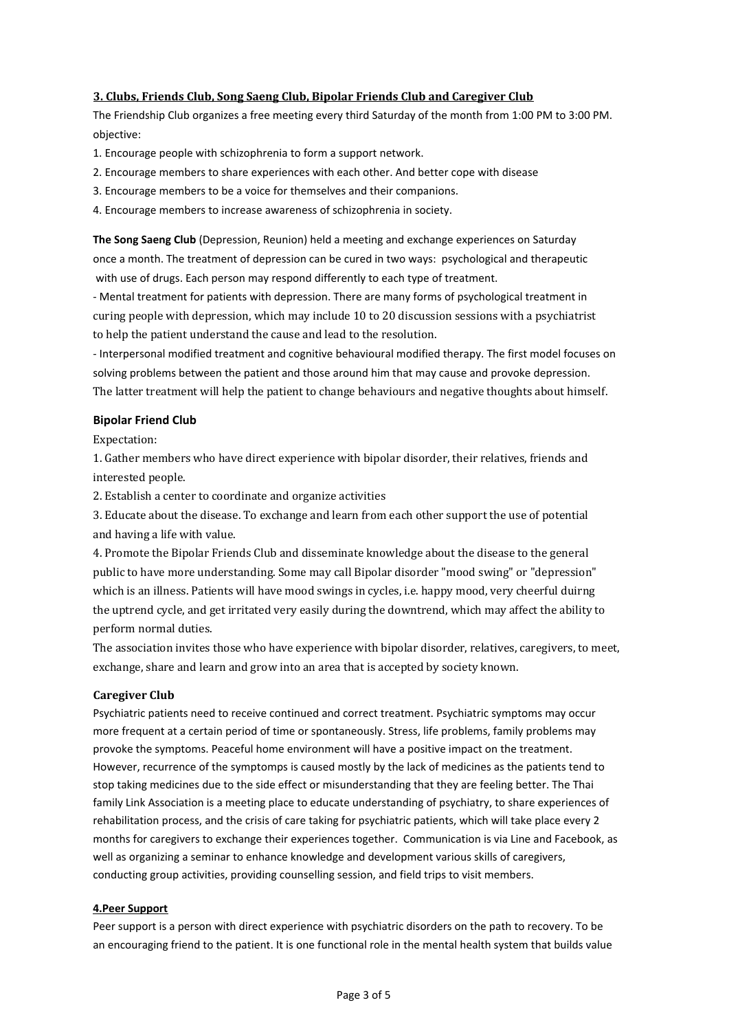## 3. Clubs, Friends Club, Song Saeng Club, Bipolar Friends Club and Caregiver Club

The Friendship Club organizes a free meeting every third Saturday of the month from 1:00 PM to 3:00 PM.
objective:

1. Encourage people with schizophrenia to form a support network.
2. Encourage members to share experiences with each other. And better cope with disease
3. Encourage members to be a voice for themselves and their companions.
4. Encourage members to increase awareness of schizophrenia in society.

**The Song Saeng Club** (Depression, Reunion) held a meeting and exchange experiences on Saturday once a month. The treatment of depression can be cured in two ways: psychological and therapeutic with use of drugs. Each person may respond differently to each type of treatment.

- Mental treatment for patients with depression. There are many forms of psychological treatment in curing people with depression, which may include 10 to 20 discussion sessions with a psychiatrist to help the patient understand the cause and lead to the resolution.
- Interpersonal modified treatment and cognitive behavioural modified therapy. The first model focuses on solving problems between the patient and those around him that may cause and provoke depression. The latter treatment will help the patient to change behaviours and negative thoughts about himself.

### Bipolar Friend Club

Expectation:

1. Gather members who have direct experience with bipolar disorder, their relatives, friends and interested people.
2. Establish a center to coordinate and organize activities
3. Educate about the disease. To exchange and learn from each other support the use of potential and having a life with value.
4. Promote the Bipolar Friends Club and disseminate knowledge about the disease to the general public to have more understanding. Some may call Bipolar disorder "mood swing" or "depression" which is an illness. Patients will have mood swings in cycles, i.e. happy mood, very cheerful duirng the uptrend cycle, and get irritated very easily during the downtrend, which may affect the ability to perform normal duties.

The association invites those who have experience with bipolar disorder, relatives, caregivers, to meet, exchange, share and learn and grow into an area that is accepted by society known.

### Caregiver Club

Psychiatric patients need to receive continued and correct treatment. Psychiatric symptoms may occur more frequent at a certain period of time or spontaneously. Stress, life problems, family problems may provoke the symptoms. Peaceful home environment will have a positive impact on the treatment. However, recurrence of the symptomps is caused mostly by the lack of medicines as the patients tend to stop taking medicines due to the side effect or misunderstanding that they are feeling better. The Thai family Link Association is a meeting place to educate understanding of psychiatry, to share experiences of rehabilitation process, and the crisis of care taking for psychiatric patients, which will take place every 2 months for caregivers to exchange their experiences together. Communication is via Line and Facebook, as well as organizing a seminar to enhance knowledge and development various skills of caregivers, conducting group activities, providing counselling session, and field trips to visit members.

## 4.Peer Support

Peer support is a person with direct experience with psychiatric disorders on the path to recovery. To be an encouraging friend to the patient. It is one functional role in the mental health system that builds value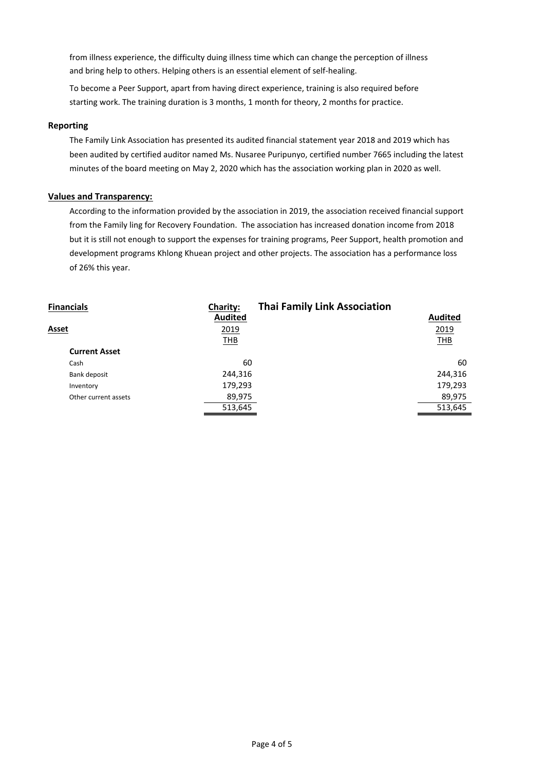from illness experience, the difficulty duing illness time which can change the perception of illness and bring help to others. Helping others is an essential element of self-healing.

To become a Peer Support, apart from having direct experience, training is also required before starting work. The training duration is 3 months, 1 month for theory, 2 months for practice.

### Reporting

The Family Link Association has presented its audited financial statement year 2018 and 2019 which has been audited by certified auditor named Ms. Nusaree Puripunyo, certified number 7665 including the latest minutes of the board meeting on May 2, 2020 which has the association working plan in 2020 as well.

### Values and Transparency:

According to the information provided by the association in 2019, the association received financial support from the Family ling for Recovery Foundation. The association has increased donation income from 2018 but it is still not enough to support the expenses for training programs, Peer Support, health promotion and development programs Khlong Khuean project and other projects. The association has a performance loss of 26% this year.

**Financials** — **Charity: Thai Family Link Association**

| Asset | Audited 2019 THB | Audited 2019 THB |
|---|---|---|
| **Current Asset** | | |
| Cash | 60 | 60 |
| Bank deposit | 244,316 | 244,316 |
| Inventory | 179,293 | 179,293 |
| Other current assets | 89,975 | 89,975 |
| | 513,645 | 513,645 |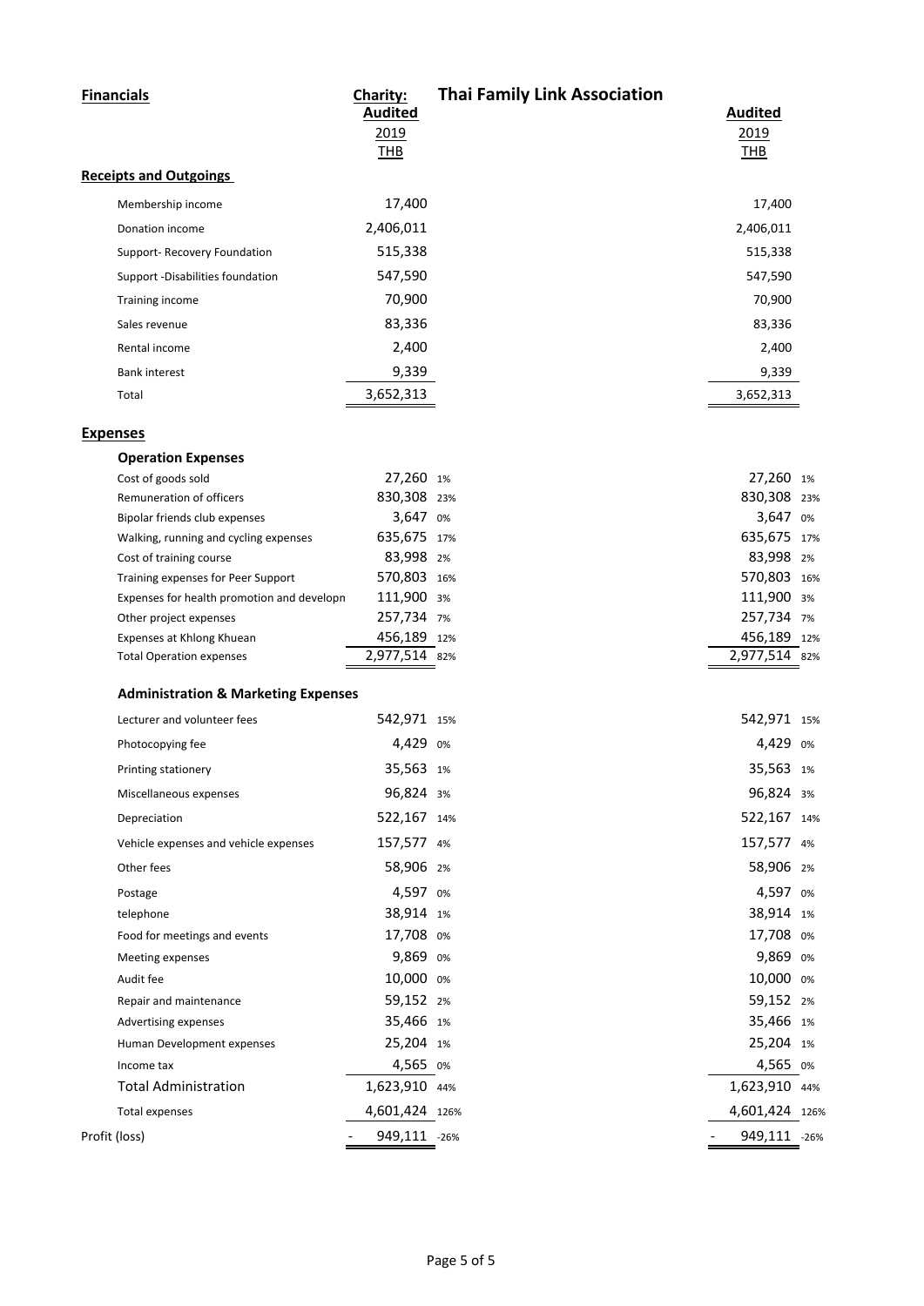**Financials** | **Charity:** | **Thai Family Link Association**

| | Audited 2019 THB | | Audited 2019 THB | |
|---|---|---|---|---|
| **Receipts and Outgoings** | | | | |
| Membership income | 17,400 | | 17,400 | |
| Donation income | 2,406,011 | | 2,406,011 | |
| Support- Recovery Foundation | 515,338 | | 515,338 | |
| Support -Disabilities foundation | 547,590 | | 547,590 | |
| Training income | 70,900 | | 70,900 | |
| Sales revenue | 83,336 | | 83,336 | |
| Rental income | 2,400 | | 2,400 | |
| Bank interest | 9,339 | | 9,339 | |
| Total | 3,652,313 | | 3,652,313 | |
| **Expenses** | | | | |
| **Operation Expenses** | | | | |
| Cost of goods sold | 27,260 | 1% | 27,260 | 1% |
| Remuneration of officers | 830,308 | 23% | 830,308 | 23% |
| Bipolar friends club expenses | 3,647 | 0% | 3,647 | 0% |
| Walking, running and cycling expenses | 635,675 | 17% | 635,675 | 17% |
| Cost of training course | 83,998 | 2% | 83,998 | 2% |
| Training expenses for Peer Support | 570,803 | 16% | 570,803 | 16% |
| Expenses for health promotion and developn | 111,900 | 3% | 111,900 | 3% |
| Other project expenses | 257,734 | 7% | 257,734 | 7% |
| Expenses at Khlong Khuean | 456,189 | 12% | 456,189 | 12% |
| Total Operation expenses | 2,977,514 | 82% | 2,977,514 | 82% |
| **Administration & Marketing Expenses** | | | | |
| Lecturer and volunteer fees | 542,971 | 15% | 542,971 | 15% |
| Photocopying fee | 4,429 | 0% | 4,429 | 0% |
| Printing stationery | 35,563 | 1% | 35,563 | 1% |
| Miscellaneous expenses | 96,824 | 3% | 96,824 | 3% |
| Depreciation | 522,167 | 14% | 522,167 | 14% |
| Vehicle expenses and vehicle expenses | 157,577 | 4% | 157,577 | 4% |
| Other fees | 58,906 | 2% | 58,906 | 2% |
| Postage | 4,597 | 0% | 4,597 | 0% |
| telephone | 38,914 | 1% | 38,914 | 1% |
| Food for meetings and events | 17,708 | 0% | 17,708 | 0% |
| Meeting expenses | 9,869 | 0% | 9,869 | 0% |
| Audit fee | 10,000 | 0% | 10,000 | 0% |
| Repair and maintenance | 59,152 | 2% | 59,152 | 2% |
| Advertising expenses | 35,466 | 1% | 35,466 | 1% |
| Human Development expenses | 25,204 | 1% | 25,204 | 1% |
| Income tax | 4,565 | 0% | 4,565 | 0% |
| Total Administration | 1,623,910 | 44% | 1,623,910 | 44% |
| Total expenses | 4,601,424 | 126% | 4,601,424 | 126% |
| Profit (loss) | - 949,111 | -26% | - 949,111 | -26% |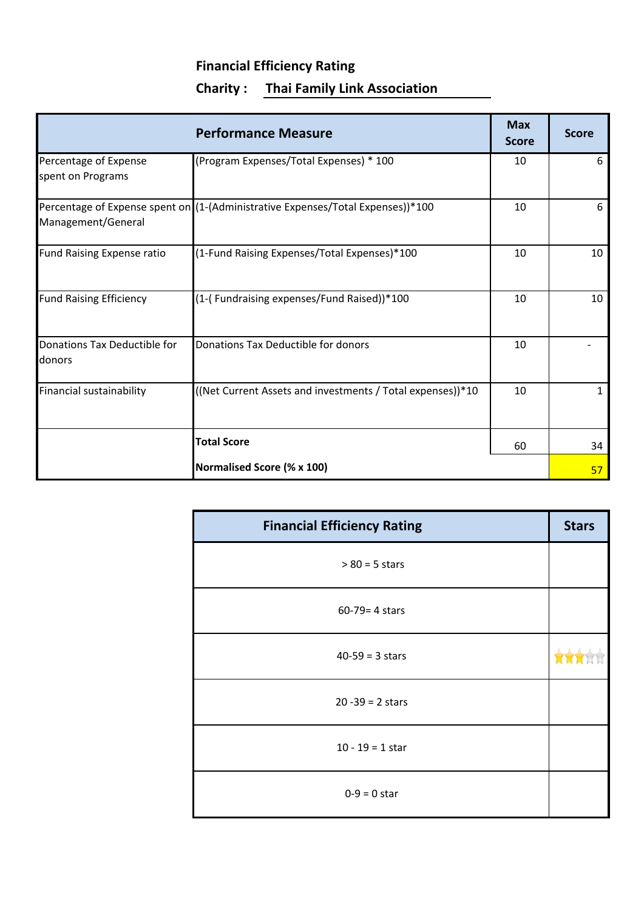## Financial Efficiency Rating

**Charity :** **Thai Family Link Association**

| Performance Measure | | Max Score | Score |
|---|---|---|---|
| Percentage of Expense spent on Programs | (Program Expenses/Total Expenses) * 100 | 10 | 6 |
| Percentage of Expense spent on Management/General | (1-(Administrative Expenses/Total Expenses))*100 | 10 | 6 |
| Fund Raising Expense ratio | (1-Fund Raising Expenses/Total Expenses)*100 | 10 | 10 |
| Fund Raising Efficiency | (1-( Fundraising expenses/Fund Raised))*100 | 10 | 10 |
| Donations Tax Deductible for donors | Donations Tax Deductible for donors | 10 | - |
| Financial sustainability | ((Net Current Assets and investments / Total expenses))*10 | 10 | 1 |
| | **Total Score** | 60 | 34 |
| | **Normalised Score (% x 100)** | | 57 |

| Financial Efficiency Rating | Stars |
|---|---|
| > 80 = 5 stars | |
| 60-79= 4 stars | |
| 40-59 = 3 stars | ★★★☆☆ |
| 20 -39 = 2 stars | |
| 10 - 19 = 1 star | |
| 0-9 = 0 star | |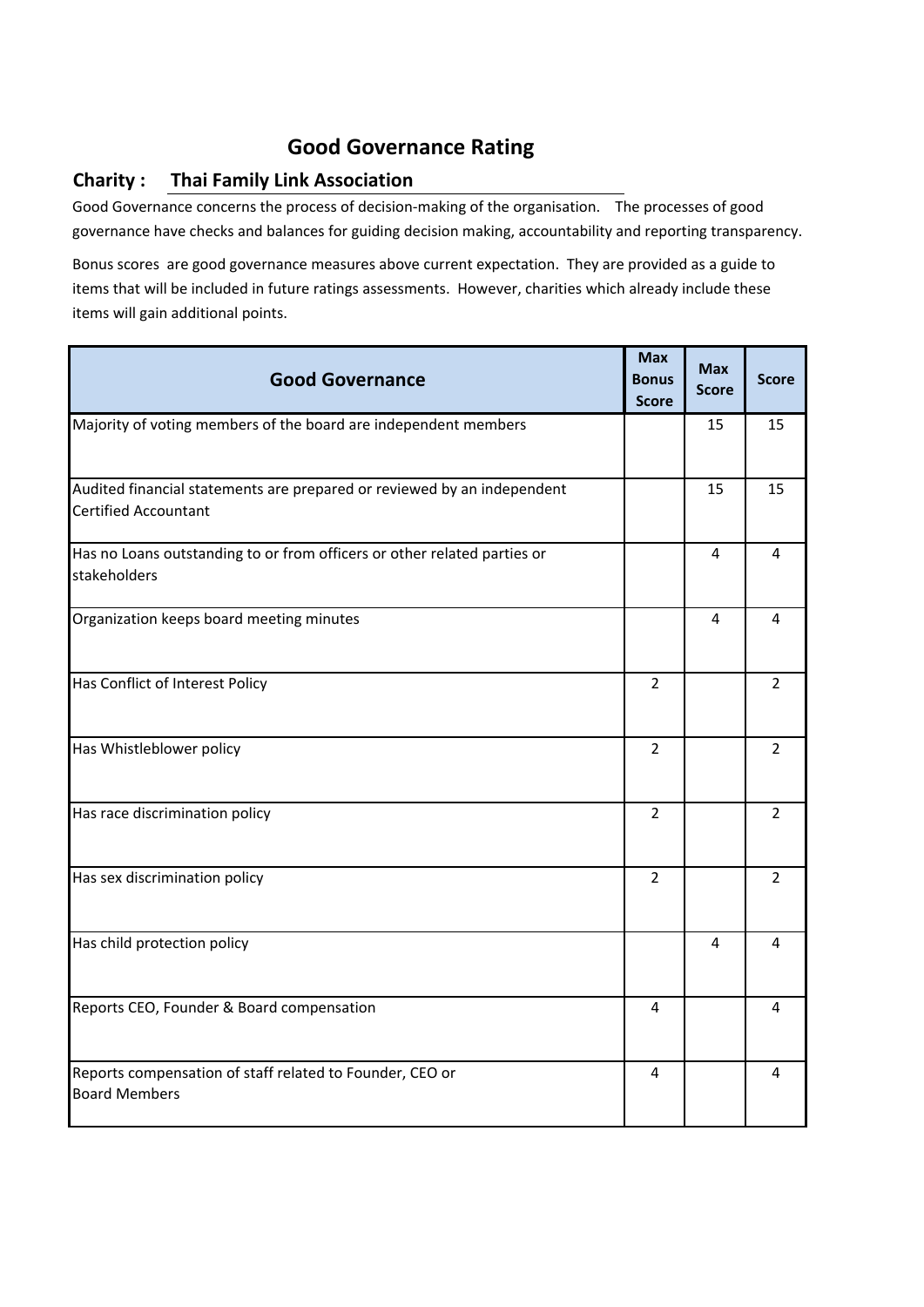# Good Governance Rating

**Charity : Thai Family Link Association**

Good Governance concerns the process of decision-making of the organisation. The processes of good governance have checks and balances for guiding decision making, accountability and reporting transparency.

Bonus scores are good governance measures above current expectation. They are provided as a guide to items that will be included in future ratings assessments. However, charities which already include these items will gain additional points.

| Good Governance | Max Bonus Score | Max Score | Score |
|---|---|---|---|
| Majority of voting members of the board are independent members | | 15 | 15 |
| Audited financial statements are prepared or reviewed by an independent Certified Accountant | | 15 | 15 |
| Has no Loans outstanding to or from officers or other related parties or stakeholders | | 4 | 4 |
| Organization keeps board meeting minutes | | 4 | 4 |
| Has Conflict of Interest Policy | 2 | | 2 |
| Has Whistleblower policy | 2 | | 2 |
| Has race discrimination policy | 2 | | 2 |
| Has sex discrimination policy | 2 | | 2 |
| Has child protection policy | | 4 | 4 |
| Reports CEO, Founder & Board compensation | 4 | | 4 |
| Reports compensation of staff related to Founder, CEO or Board Members | 4 | | 4 |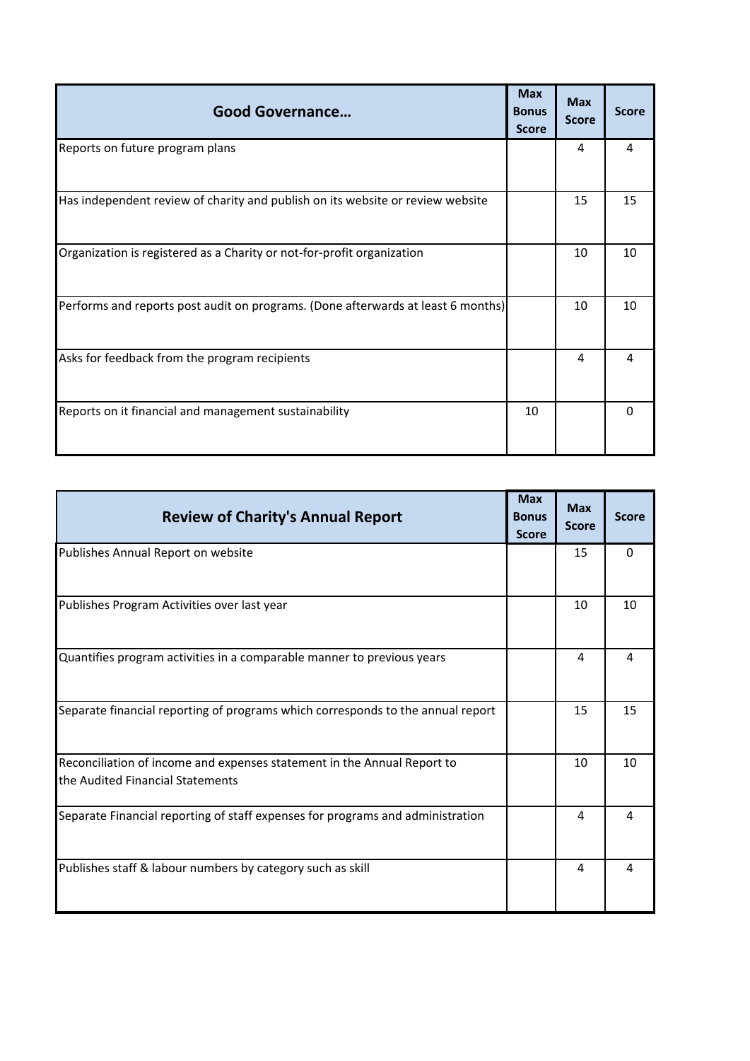| Good Governance… | Max Bonus Score | Max Score | Score |
|---|---|---|---|
| Reports on future program plans | | 4 | 4 |
| Has independent review of charity and publish on its website or review website | | 15 | 15 |
| Organization is registered as a Charity or not-for-profit organization | | 10 | 10 |
| Performs and reports post audit on programs. (Done afterwards at least 6 months) | | 10 | 10 |
| Asks for feedback from the program recipients | | 4 | 4 |
| Reports on it financial and management sustainability | 10 | | 0 |

| Review of Charity's Annual Report | Max Bonus Score | Max Score | Score |
|---|---|---|---|
| Publishes Annual Report on website | | 15 | 0 |
| Publishes Program Activities over last year | | 10 | 10 |
| Quantifies program activities in a comparable manner to previous years | | 4 | 4 |
| Separate financial reporting of programs which corresponds to the annual report | | 15 | 15 |
| Reconciliation of income and expenses statement in the Annual Report to the Audited Financial Statements | | 10 | 10 |
| Separate Financial reporting of staff expenses for programs and administration | | 4 | 4 |
| Publishes staff & labour numbers by category such as skill | | 4 | 4 |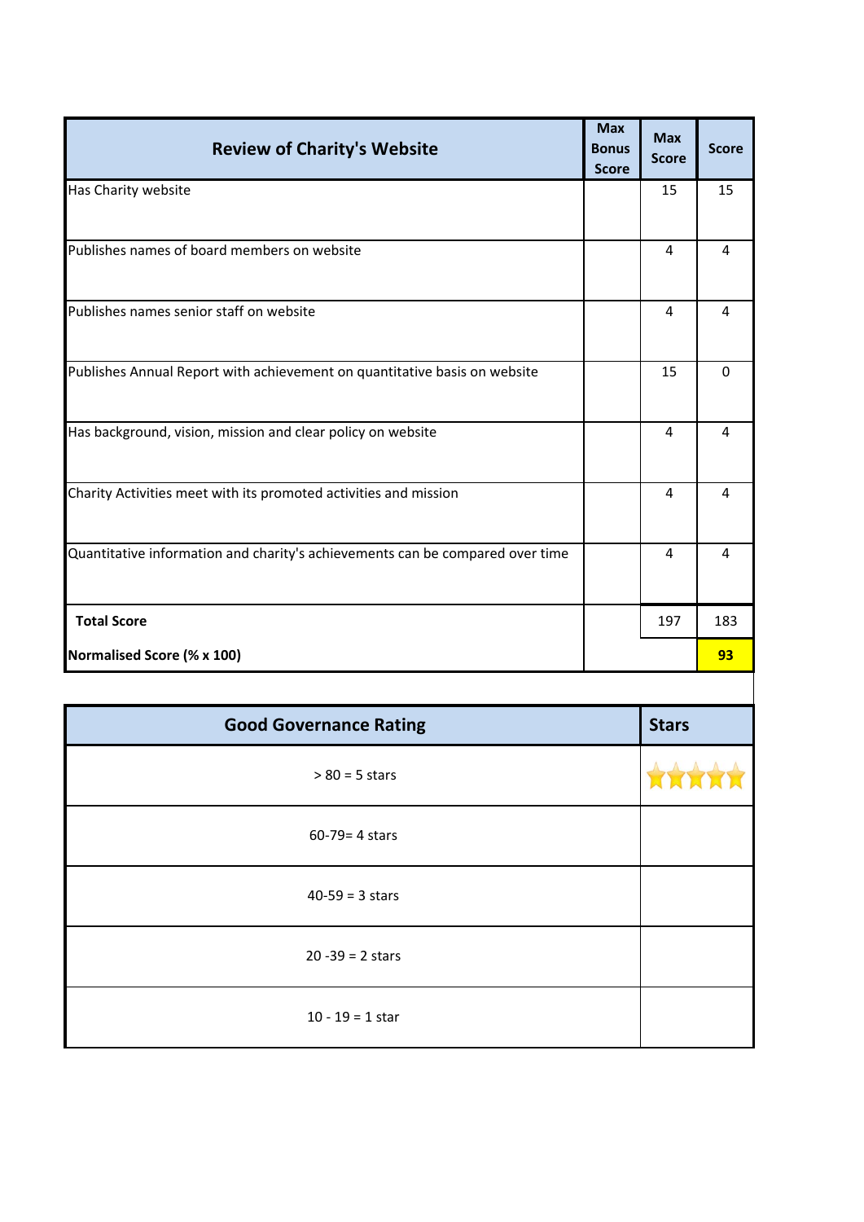| Review of Charity's Website | Max Bonus Score | Max Score | Score |
|---|---|---|---|
| Has Charity website | | 15 | 15 |
| Publishes names of board members on website | | 4 | 4 |
| Publishes names senior staff on website | | 4 | 4 |
| Publishes Annual Report with achievement on quantitative basis on website | | 15 | 0 |
| Has background, vision, mission and clear policy on website | | 4 | 4 |
| Charity Activities meet with its promoted activities and mission | | 4 | 4 |
| Quantitative information and charity's achievements can be compared over time | | 4 | 4 |
| **Total Score** | | 197 | 183 |
| **Normalised Score (% x 100)** | | | **93** |

| Good Governance Rating | Stars |
|---|---|
| > 80 = 5 stars | ★★★★★ |
| 60-79= 4 stars | |
| 40-59 = 3 stars | |
| 20 -39 = 2 stars | |
| 10 - 19 = 1 star | |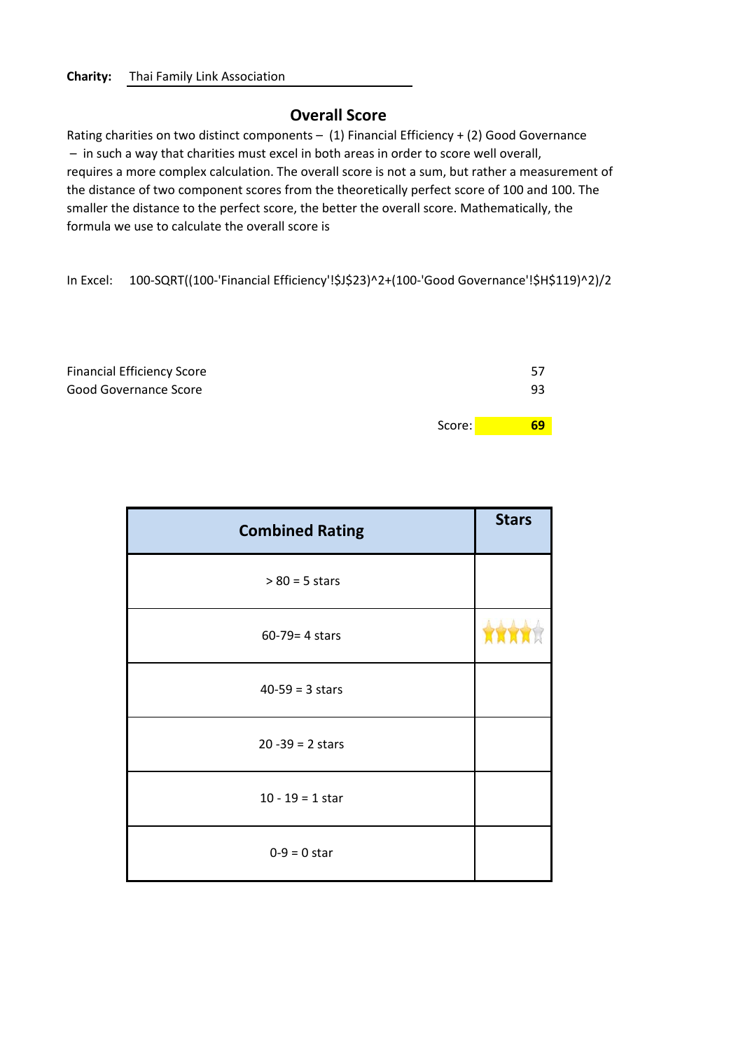**Charity:** Thai Family Link Association

## Overall Score

Rating charities on two distinct components – (1) Financial Efficiency + (2) Good Governance – in such a way that charities must excel in both areas in order to score well overall, requires a more complex calculation. The overall score is not a sum, but rather a measurement of the distance of two component scores from the theoretically perfect score of 100 and 100. The smaller the distance to the perfect score, the better the overall score. Mathematically, the formula we use to calculate the overall score is

In Excel: 100-SQRT((100-'Financial Efficiency'!$J$23)^2+(100-'Good Governance'!$H$119)^2)/2

| | |
|---|---|
| Financial Efficiency Score | 57 |
| Good Governance Score | 93 |
| Score: | **69** |

| Combined Rating | Stars |
|---|---|
| > 80 = 5 stars | |
| 60-79= 4 stars | ★★★★☆ |
| 40-59 = 3 stars | |
| 20 -39 = 2 stars | |
| 10 - 19 = 1 star | |
| 0-9 = 0 star | |